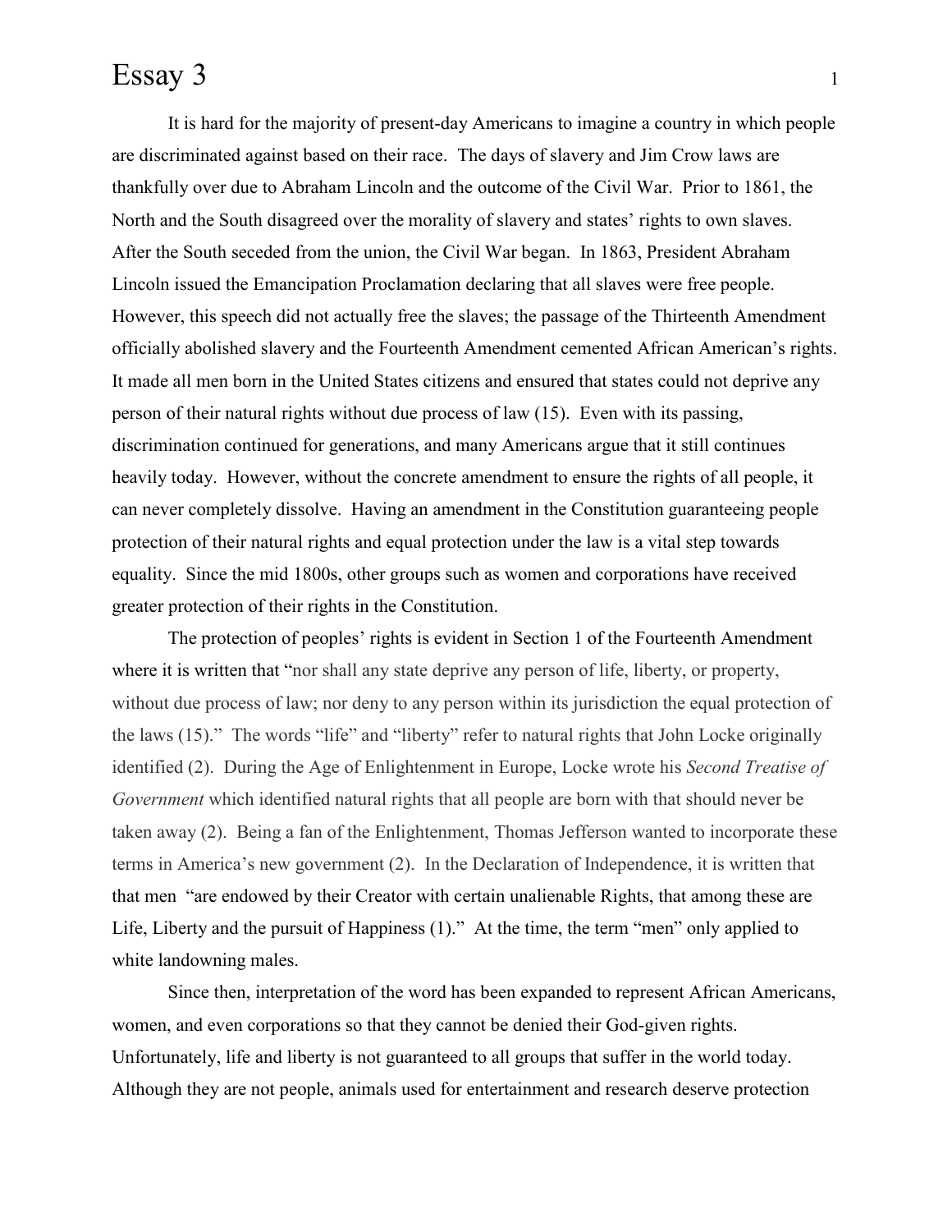# Essay 3

It is hard for the majority of present-day Americans to imagine a country in which people are discriminated against based on their race. The days of slavery and Jim Crow laws are thankfully over due to Abraham Lincoln and the outcome of the Civil War. Prior to 1861, the North and the South disagreed over the morality of slavery and states' rights to own slaves. After the South seceded from the union, the Civil War began. In 1863, President Abraham Lincoln issued the Emancipation Proclamation declaring that all slaves were free people. However, this speech did not actually free the slaves; the passage of the Thirteenth Amendment officially abolished slavery and the Fourteenth Amendment cemented African American's rights. It made all men born in the United States citizens and ensured that states could not deprive any person of their natural rights without due process of law (15). Even with its passing, discrimination continued for generations, and many Americans argue that it still continues heavily today. However, without the concrete amendment to ensure the rights of all people, it can never completely dissolve. Having an amendment in the Constitution guaranteeing people protection of their natural rights and equal protection under the law is a vital step towards equality. Since the mid 1800s, other groups such as women and corporations have received greater protection of their rights in the Constitution.

The protection of peoples' rights is evident in Section 1 of the Fourteenth Amendment where it is written that "nor shall any state deprive any person of life, liberty, or property, without due process of law; nor deny to any person within its jurisdiction the equal protection of the laws (15)." The words "life" and "liberty" refer to natural rights that John Locke originally identified (2). During the Age of Enlightenment in Europe, Locke wrote his *Second Treatise of Government* which identified natural rights that all people are born with that should never be taken away (2). Being a fan of the Enlightenment, Thomas Jefferson wanted to incorporate these terms in America's new government (2). In the Declaration of Independence, it is written that that men "are endowed by their Creator with certain unalienable Rights, that among these are Life, Liberty and the pursuit of Happiness (1)." At the time, the term "men" only applied to white landowning males.

Since then, interpretation of the word has been expanded to represent African Americans, women, and even corporations so that they cannot be denied their God-given rights. Unfortunately, life and liberty is not guaranteed to all groups that suffer in the world today. Although they are not people, animals used for entertainment and research deserve protection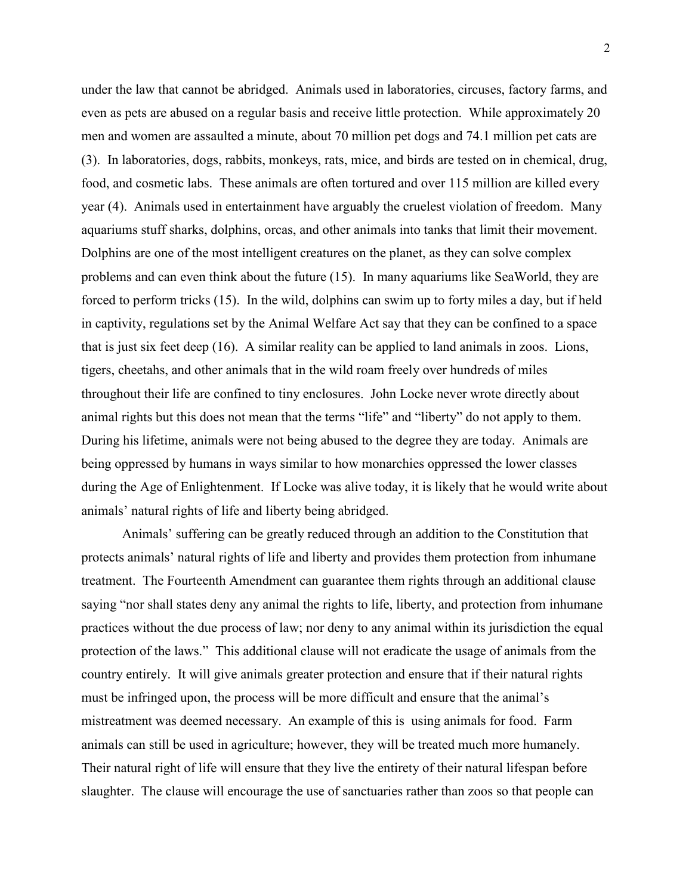under the law that cannot be abridged. Animals used in laboratories, circuses, factory farms, and even as pets are abused on a regular basis and receive little protection. While approximately 20 men and women are assaulted a minute, about 70 million pet dogs and 74.1 million pet cats are (3). In laboratories, dogs, rabbits, monkeys, rats, mice, and birds are tested on in chemical, drug, food, and cosmetic labs. These animals are often tortured and over 115 million are killed every year (4). Animals used in entertainment have arguably the cruelest violation of freedom. Many aquariums stuff sharks, dolphins, orcas, and other animals into tanks that limit their movement. Dolphins are one of the most intelligent creatures on the planet, as they can solve complex problems and can even think about the future (15). In many aquariums like SeaWorld, they are forced to perform tricks (15). In the wild, dolphins can swim up to forty miles a day, but if held in captivity, regulations set by the Animal Welfare Act say that they can be confined to a space that is just six feet deep (16). A similar reality can be applied to land animals in zoos. Lions, tigers, cheetahs, and other animals that in the wild roam freely over hundreds of miles throughout their life are confined to tiny enclosures. John Locke never wrote directly about animal rights but this does not mean that the terms "life" and "liberty" do not apply to them. During his lifetime, animals were not being abused to the degree they are today. Animals are being oppressed by humans in ways similar to how monarchies oppressed the lower classes during the Age of Enlightenment. If Locke was alive today, it is likely that he would write about animals' natural rights of life and liberty being abridged.

Animals' suffering can be greatly reduced through an addition to the Constitution that protects animals' natural rights of life and liberty and provides them protection from inhumane treatment. The Fourteenth Amendment can guarantee them rights through an additional clause saying "nor shall states deny any animal the rights to life, liberty, and protection from inhumane practices without the due process of law; nor deny to any animal within its jurisdiction the equal protection of the laws." This additional clause will not eradicate the usage of animals from the country entirely. It will give animals greater protection and ensure that if their natural rights must be infringed upon, the process will be more difficult and ensure that the animal's mistreatment was deemed necessary. An example of this is using animals for food. Farm animals can still be used in agriculture; however, they will be treated much more humanely. Their natural right of life will ensure that they live the entirety of their natural lifespan before slaughter. The clause will encourage the use of sanctuaries rather than zoos so that people can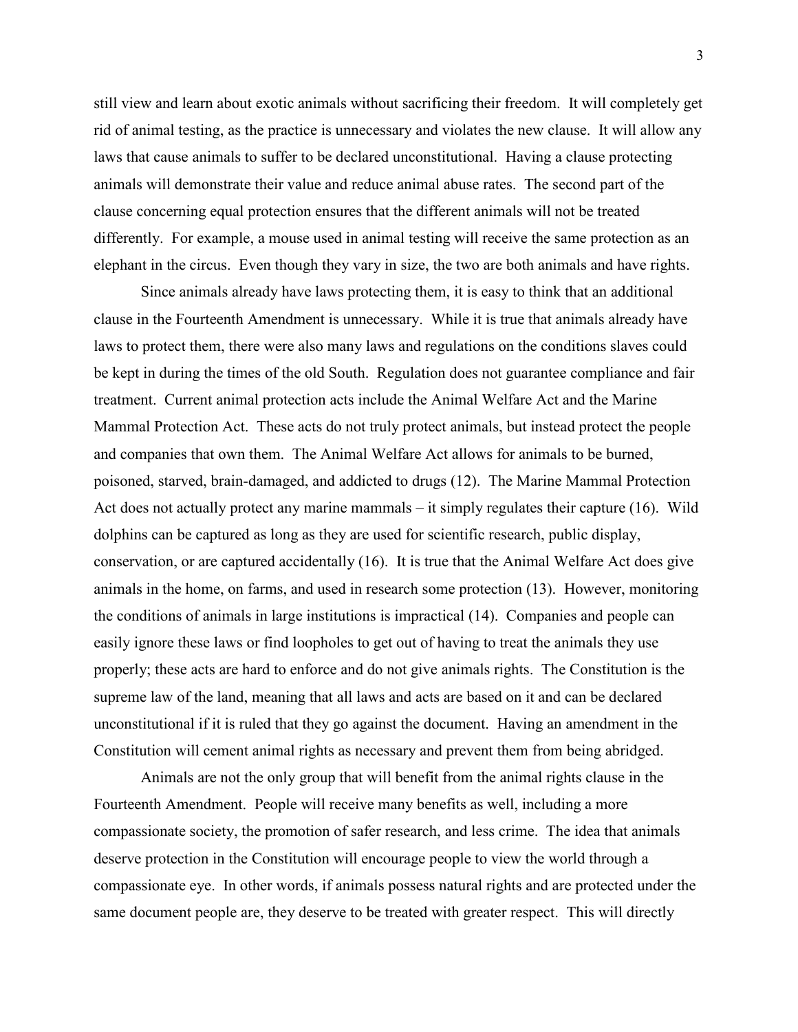still view and learn about exotic animals without sacrificing their freedom. It will completely get rid of animal testing, as the practice is unnecessary and violates the new clause. It will allow any laws that cause animals to suffer to be declared unconstitutional. Having a clause protecting animals will demonstrate their value and reduce animal abuse rates. The second part of the clause concerning equal protection ensures that the different animals will not be treated differently. For example, a mouse used in animal testing will receive the same protection as an elephant in the circus. Even though they vary in size, the two are both animals and have rights.

Since animals already have laws protecting them, it is easy to think that an additional clause in the Fourteenth Amendment is unnecessary. While it is true that animals already have laws to protect them, there were also many laws and regulations on the conditions slaves could be kept in during the times of the old South. Regulation does not guarantee compliance and fair treatment. Current animal protection acts include the Animal Welfare Act and the Marine Mammal Protection Act. These acts do not truly protect animals, but instead protect the people and companies that own them. The Animal Welfare Act allows for animals to be burned, poisoned, starved, brain-damaged, and addicted to drugs (12). The Marine Mammal Protection Act does not actually protect any marine mammals – it simply regulates their capture (16). Wild dolphins can be captured as long as they are used for scientific research, public display, conservation, or are captured accidentally (16). It is true that the Animal Welfare Act does give animals in the home, on farms, and used in research some protection (13). However, monitoring the conditions of animals in large institutions is impractical (14). Companies and people can easily ignore these laws or find loopholes to get out of having to treat the animals they use properly; these acts are hard to enforce and do not give animals rights. The Constitution is the supreme law of the land, meaning that all laws and acts are based on it and can be declared unconstitutional if it is ruled that they go against the document. Having an amendment in the Constitution will cement animal rights as necessary and prevent them from being abridged.

Animals are not the only group that will benefit from the animal rights clause in the Fourteenth Amendment. People will receive many benefits as well, including a more compassionate society, the promotion of safer research, and less crime. The idea that animals deserve protection in the Constitution will encourage people to view the world through a compassionate eye. In other words, if animals possess natural rights and are protected under the same document people are, they deserve to be treated with greater respect. This will directly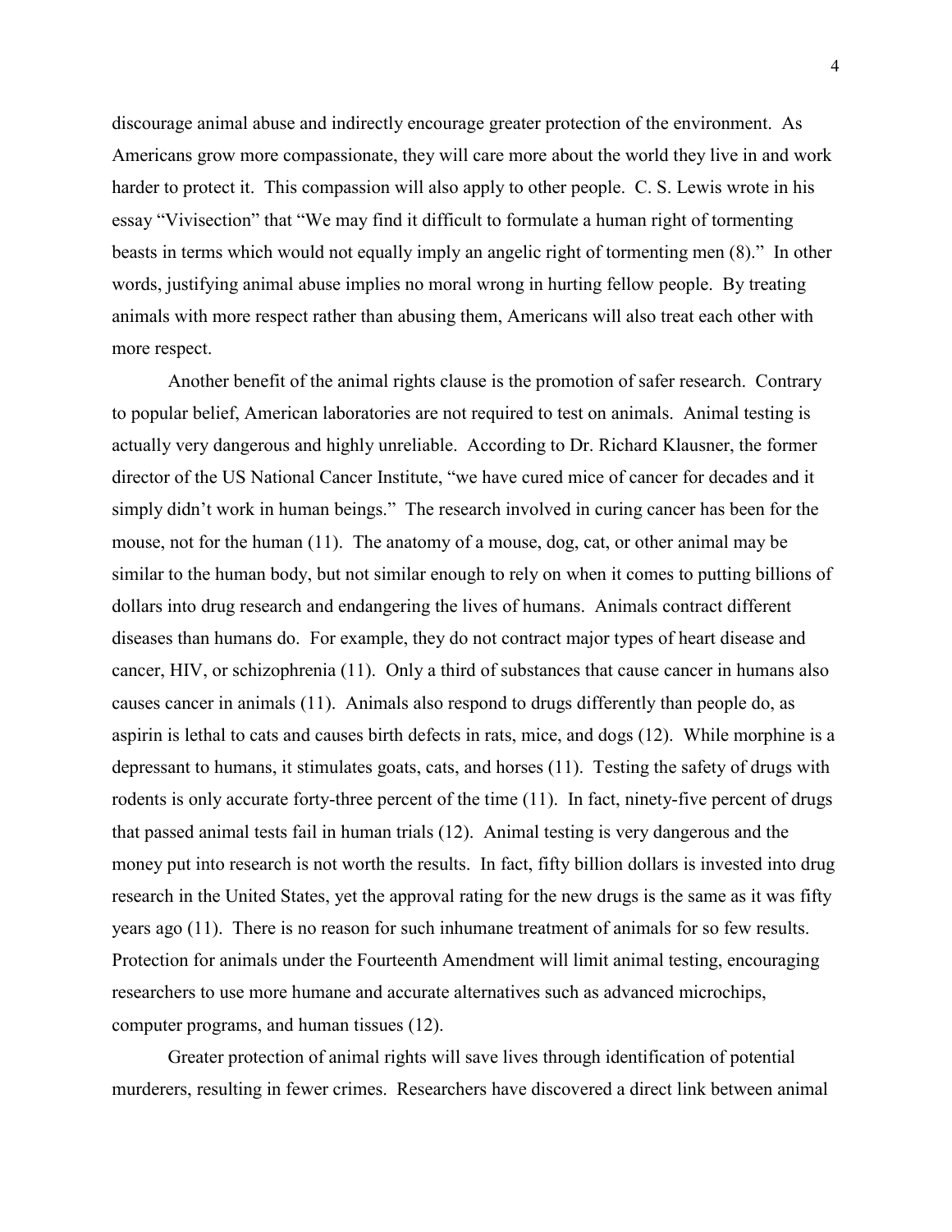discourage animal abuse and indirectly encourage greater protection of the environment. As Americans grow more compassionate, they will care more about the world they live in and work harder to protect it. This compassion will also apply to other people. C. S. Lewis wrote in his essay "Vivisection" that "We may find it difficult to formulate a human right of tormenting beasts in terms which would not equally imply an angelic right of tormenting men (8)." In other words, justifying animal abuse implies no moral wrong in hurting fellow people. By treating animals with more respect rather than abusing them, Americans will also treat each other with more respect.

Another benefit of the animal rights clause is the promotion of safer research. Contrary to popular belief, American laboratories are not required to test on animals. Animal testing is actually very dangerous and highly unreliable. According to Dr. Richard Klausner, the former director of the US National Cancer Institute, "we have cured mice of cancer for decades and it simply didn't work in human beings." The research involved in curing cancer has been for the mouse, not for the human (11). The anatomy of a mouse, dog, cat, or other animal may be similar to the human body, but not similar enough to rely on when it comes to putting billions of dollars into drug research and endangering the lives of humans. Animals contract different diseases than humans do. For example, they do not contract major types of heart disease and cancer, HIV, or schizophrenia (11). Only a third of substances that cause cancer in humans also causes cancer in animals (11). Animals also respond to drugs differently than people do, as aspirin is lethal to cats and causes birth defects in rats, mice, and dogs (12). While morphine is a depressant to humans, it stimulates goats, cats, and horses (11). Testing the safety of drugs with rodents is only accurate forty-three percent of the time (11). In fact, ninety-five percent of drugs that passed animal tests fail in human trials (12). Animal testing is very dangerous and the money put into research is not worth the results. In fact, fifty billion dollars is invested into drug research in the United States, yet the approval rating for the new drugs is the same as it was fifty years ago (11). There is no reason for such inhumane treatment of animals for so few results. Protection for animals under the Fourteenth Amendment will limit animal testing, encouraging researchers to use more humane and accurate alternatives such as advanced microchips, computer programs, and human tissues (12).

Greater protection of animal rights will save lives through identification of potential murderers, resulting in fewer crimes. Researchers have discovered a direct link between animal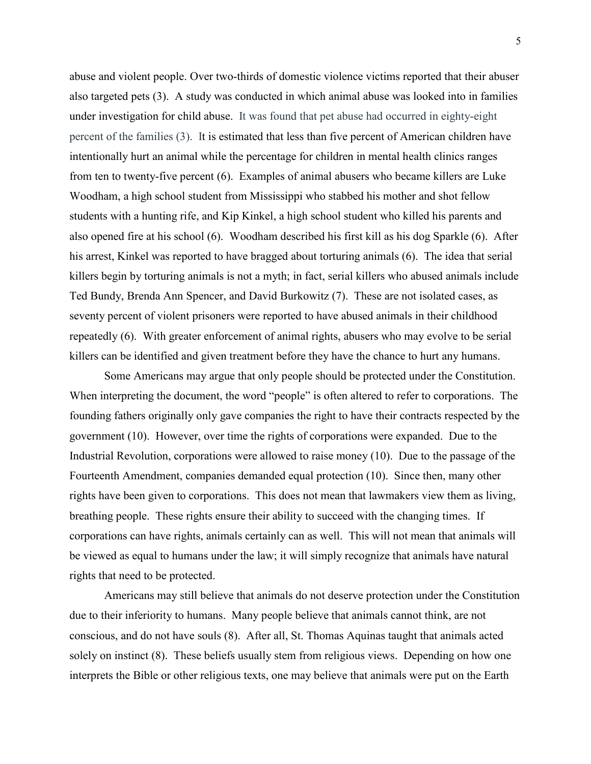abuse and violent people. Over two-thirds of domestic violence victims reported that their abuser also targeted pets (3). A study was conducted in which animal abuse was looked into in families under investigation for child abuse. It was found that pet abuse had occurred in eighty-eight percent of the families (3). It is estimated that less than five percent of American children have intentionally hurt an animal while the percentage for children in mental health clinics ranges from ten to twenty-five percent (6). Examples of animal abusers who became killers are Luke Woodham, a high school student from Mississippi who stabbed his mother and shot fellow students with a hunting rife, and Kip Kinkel, a high school student who killed his parents and also opened fire at his school (6). Woodham described his first kill as his dog Sparkle (6). After his arrest, Kinkel was reported to have bragged about torturing animals (6). The idea that serial killers begin by torturing animals is not a myth; in fact, serial killers who abused animals include Ted Bundy, Brenda Ann Spencer, and David Burkowitz (7). These are not isolated cases, as seventy percent of violent prisoners were reported to have abused animals in their childhood repeatedly (6). With greater enforcement of animal rights, abusers who may evolve to be serial killers can be identified and given treatment before they have the chance to hurt any humans.

Some Americans may argue that only people should be protected under the Constitution. When interpreting the document, the word "people" is often altered to refer to corporations. The founding fathers originally only gave companies the right to have their contracts respected by the government (10). However, over time the rights of corporations were expanded. Due to the Industrial Revolution, corporations were allowed to raise money (10). Due to the passage of the Fourteenth Amendment, companies demanded equal protection (10). Since then, many other rights have been given to corporations. This does not mean that lawmakers view them as living, breathing people. These rights ensure their ability to succeed with the changing times. If corporations can have rights, animals certainly can as well. This will not mean that animals will be viewed as equal to humans under the law; it will simply recognize that animals have natural rights that need to be protected.

Americans may still believe that animals do not deserve protection under the Constitution due to their inferiority to humans. Many people believe that animals cannot think, are not conscious, and do not have souls (8). After all, St. Thomas Aquinas taught that animals acted solely on instinct (8). These beliefs usually stem from religious views. Depending on how one interprets the Bible or other religious texts, one may believe that animals were put on the Earth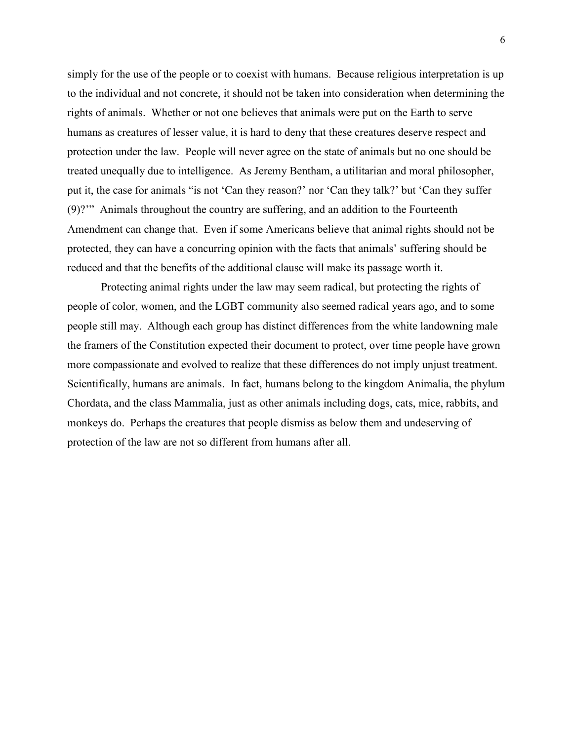simply for the use of the people or to coexist with humans. Because religious interpretation is up to the individual and not concrete, it should not be taken into consideration when determining the rights of animals. Whether or not one believes that animals were put on the Earth to serve humans as creatures of lesser value, it is hard to deny that these creatures deserve respect and protection under the law. People will never agree on the state of animals but no one should be treated unequally due to intelligence. As Jeremy Bentham, a utilitarian and moral philosopher, put it, the case for animals "is not 'Can they reason?' nor 'Can they talk?' but 'Can they suffer (9)?'" Animals throughout the country are suffering, and an addition to the Fourteenth Amendment can change that. Even if some Americans believe that animal rights should not be protected, they can have a concurring opinion with the facts that animals' suffering should be reduced and that the benefits of the additional clause will make its passage worth it.

Protecting animal rights under the law may seem radical, but protecting the rights of people of color, women, and the LGBT community also seemed radical years ago, and to some people still may. Although each group has distinct differences from the white landowning male the framers of the Constitution expected their document to protect, over time people have grown more compassionate and evolved to realize that these differences do not imply unjust treatment. Scientifically, humans are animals. In fact, humans belong to the kingdom Animalia, the phylum Chordata, and the class Mammalia, just as other animals including dogs, cats, mice, rabbits, and monkeys do. Perhaps the creatures that people dismiss as below them and undeserving of protection of the law are not so different from humans after all.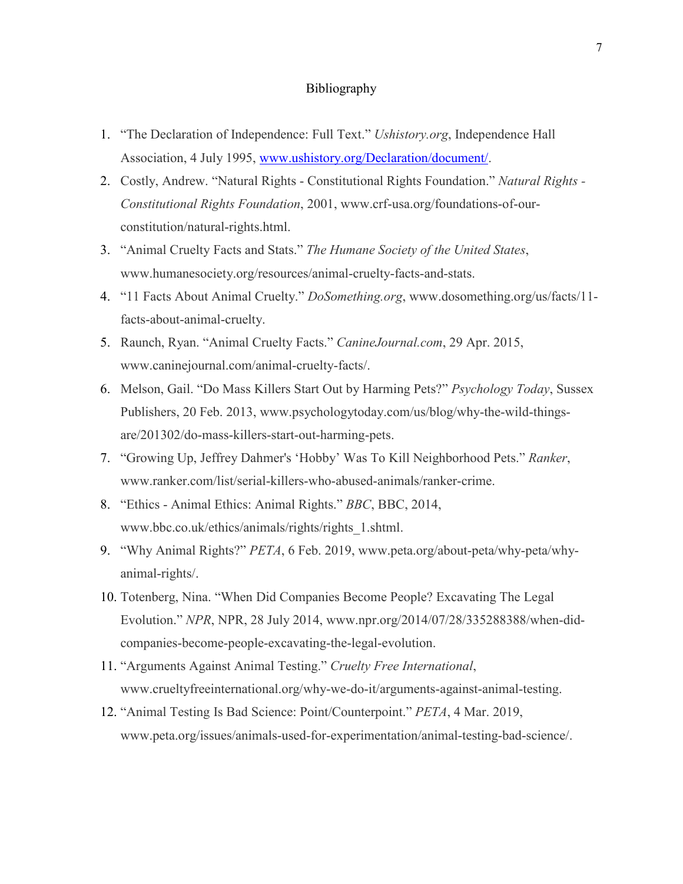# Bibliography

1. "The Declaration of Independence: Full Text." *Ushistory.org*, Independence Hall Association, 4 July 1995, [www.ushistory.org/Declaration/document/](www.ushistory.org/Declaration/document/).
2. Costly, Andrew. "Natural Rights - Constitutional Rights Foundation." *Natural Rights - Constitutional Rights Foundation*, 2001, www.crf-usa.org/foundations-of-our-constitution/natural-rights.html.
3. "Animal Cruelty Facts and Stats." *The Humane Society of the United States*, www.humanesociety.org/resources/animal-cruelty-facts-and-stats.
4. "11 Facts About Animal Cruelty." *DoSomething.org*, www.dosomething.org/us/facts/11-facts-about-animal-cruelty.
5. Raunch, Ryan. "Animal Cruelty Facts." *CanineJournal.com*, 29 Apr. 2015, www.caninejournal.com/animal-cruelty-facts/.
6. Melson, Gail. "Do Mass Killers Start Out by Harming Pets?" *Psychology Today*, Sussex Publishers, 20 Feb. 2013, www.psychologytoday.com/us/blog/why-the-wild-things-are/201302/do-mass-killers-start-out-harming-pets.
7. "Growing Up, Jeffrey Dahmer's 'Hobby' Was To Kill Neighborhood Pets." *Ranker*, www.ranker.com/list/serial-killers-who-abused-animals/ranker-crime.
8. "Ethics - Animal Ethics: Animal Rights." *BBC*, BBC, 2014, www.bbc.co.uk/ethics/animals/rights/rights_1.shtml.
9. "Why Animal Rights?" *PETA*, 6 Feb. 2019, www.peta.org/about-peta/why-peta/why-animal-rights/.
10. Totenberg, Nina. "When Did Companies Become People? Excavating The Legal Evolution." *NPR*, NPR, 28 July 2014, www.npr.org/2014/07/28/335288388/when-did-companies-become-people-excavating-the-legal-evolution.
11. "Arguments Against Animal Testing." *Cruelty Free International*, www.crueltyfreeinternational.org/why-we-do-it/arguments-against-animal-testing.
12. "Animal Testing Is Bad Science: Point/Counterpoint." *PETA*, 4 Mar. 2019, www.peta.org/issues/animals-used-for-experimentation/animal-testing-bad-science/.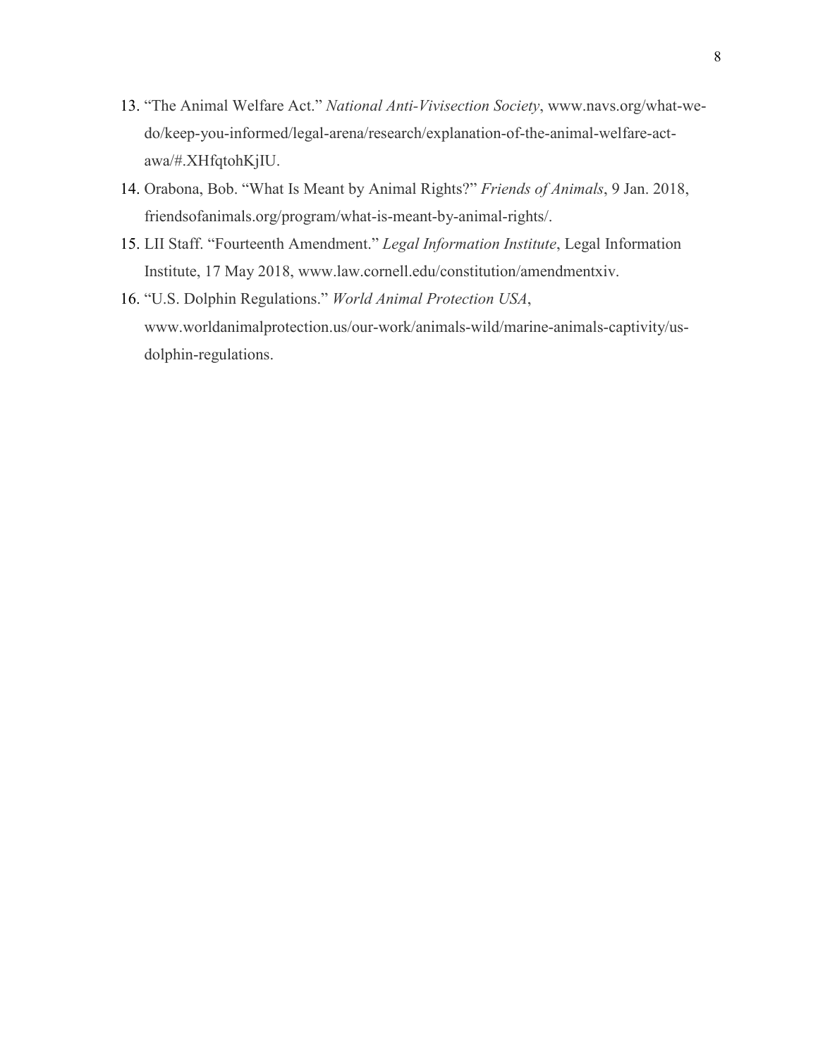13. "The Animal Welfare Act." *National Anti-Vivisection Society*, www.navs.org/what-we-do/keep-you-informed/legal-arena/research/explanation-of-the-animal-welfare-act-awa/#.XHfqtohKjIU.
14. Orabona, Bob. "What Is Meant by Animal Rights?" *Friends of Animals*, 9 Jan. 2018, friendsofanimals.org/program/what-is-meant-by-animal-rights/.
15. LII Staff. "Fourteenth Amendment." *Legal Information Institute*, Legal Information Institute, 17 May 2018, www.law.cornell.edu/constitution/amendmentxiv.
16. "U.S. Dolphin Regulations." *World Animal Protection USA*, www.worldanimalprotection.us/our-work/animals-wild/marine-animals-captivity/us-dolphin-regulations.